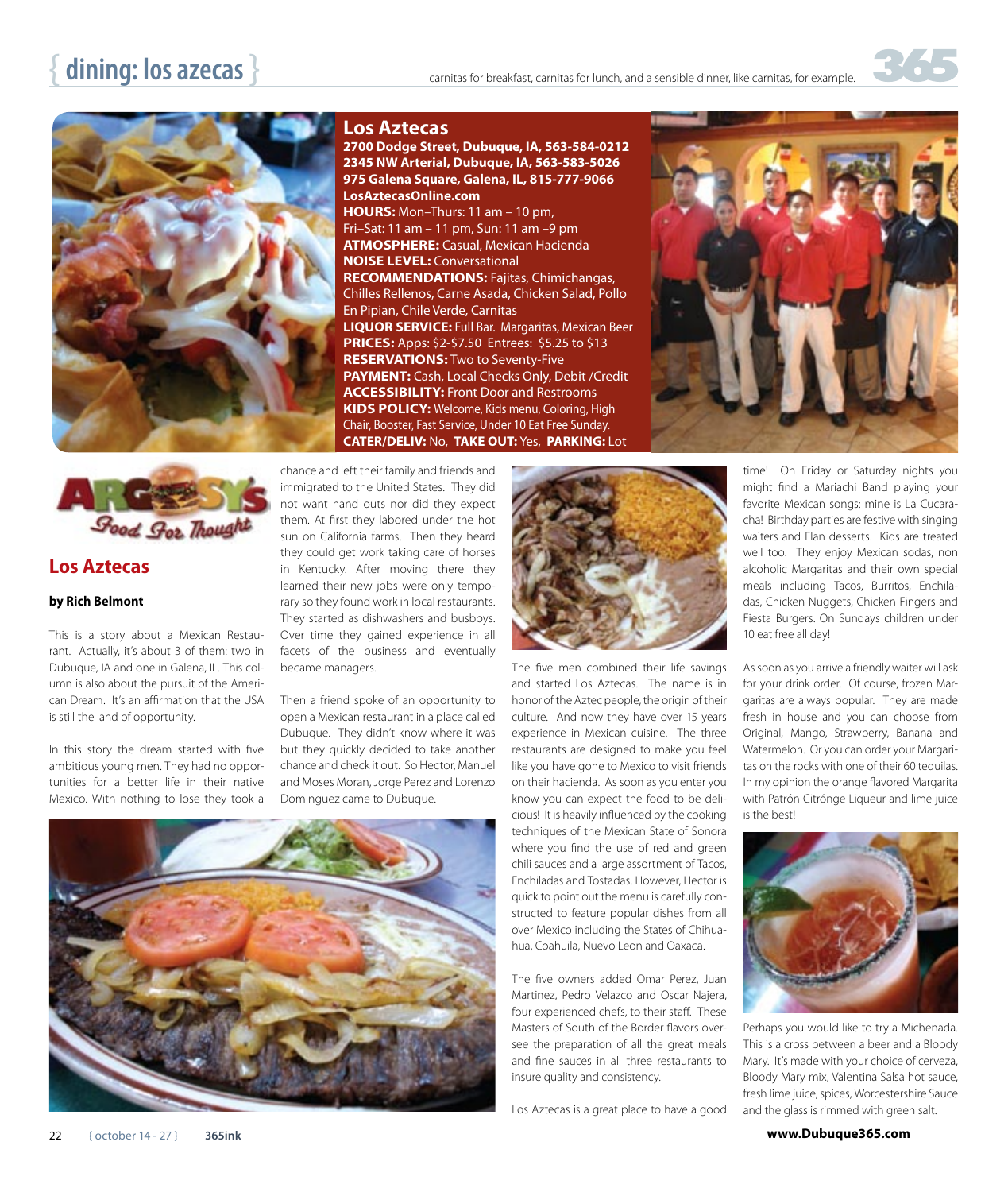# { dining: los azecas }

carnitas for breakfast, carnitas for lunch, and a sensible dinner, like carnitas, for example.

## Los Aztecas

**2700 Dodge Street, Dubuque, IA, 563-584-0212**
**2345 NW Arterial, Dubuque, IA, 563-583-5026**
**975 Galena Square, Galena, IL, 815-777-9066**
**LosAztecasOnline.com**
**HOURS:** Mon–Thurs: 11 am – 10 pm, Fri–Sat: 11 am – 11 pm, Sun: 11 am –9 pm
**ATMOSPHERE:** Casual, Mexican Hacienda
**NOISE LEVEL:** Conversational
**RECOMMENDATIONS:** Fajitas, Chimichangas, Chilles Rellenos, Carne Asada, Chicken Salad, Pollo En Pipian, Chile Verde, Carnitas
**LIQUOR SERVICE:** Full Bar. Margaritas, Mexican Beer
**PRICES:** Apps: $2-$7.50 Entrees: $5.25 to $13
**RESERVATIONS:** Two to Seventy-Five
**PAYMENT:** Cash, Local Checks Only, Debit /Credit
**ACCESSIBILITY:** Front Door and Restrooms
**KIDS POLICY:** Welcome, Kids menu, Coloring, High Chair, Booster, Fast Service, Under 10 Eat Free Sunday.
**CATER/DELIV:** No, **TAKE OUT:** Yes, **PARKING:** Lot

ARGOSY'S Food For Thought

## Los Aztecas

**by Rich Belmont**

This is a story about a Mexican Restaurant. Actually, it's about 3 of them: two in Dubuque, IA and one in Galena, IL. This column is also about the pursuit of the American Dream. It's an affirmation that the USA is still the land of opportunity.

In this story the dream started with five ambitious young men. They had no opportunities for a better life in their native Mexico. With nothing to lose they took a chance and left their family and friends and immigrated to the United States. They did not want hand outs nor did they expect them. At first they labored under the hot sun on California farms. Then they heard they could get work taking care of horses in Kentucky. After moving there they learned their new jobs were only temporary so they found work in local restaurants. They started as dishwashers and busboys. Over time they gained experience in all facets of the business and eventually became managers.

Then a friend spoke of an opportunity to open a Mexican restaurant in a place called Dubuque. They didn't know where it was but they quickly decided to take another chance and check it out. So Hector, Manuel and Moses Moran, Jorge Perez and Lorenzo Dominguez came to Dubuque.

The five men combined their life savings and started Los Aztecas. The name is in honor of the Aztec people, the origin of their culture. And now they have over 15 years experience in Mexican cuisine. The three restaurants are designed to make you feel like you have gone to Mexico to visit friends on their hacienda. As soon as you enter you know you can expect the food to be delicious! It is heavily influenced by the cooking techniques of the Mexican State of Sonora where you find the use of red and green chili sauces and a large assortment of Tacos, Enchiladas and Tostadas. However, Hector is quick to point out the menu is carefully constructed to feature popular dishes from all over Mexico including the States of Chihuahua, Coahuila, Nuevo Leon and Oaxaca.

The five owners added Omar Perez, Juan Martinez, Pedro Velazco and Oscar Najera, four experienced chefs, to their staff. These Masters of South of the Border flavors oversee the preparation of all the great meals and fine sauces in all three restaurants to insure quality and consistency.

Los Aztecas is a great place to have a good time! On Friday or Saturday nights you might find a Mariachi Band playing your favorite Mexican songs: mine is La Cucaracha! Birthday parties are festive with singing waiters and Flan desserts. Kids are treated well too. They enjoy Mexican sodas, non alcoholic Margaritas and their own special meals including Tacos, Burritos, Enchiladas, Chicken Nuggets, Chicken Fingers and Fiesta Burgers. On Sundays children under 10 eat free all day!

As soon as you arrive a friendly waiter will ask for your drink order. Of course, frozen Margaritas are always popular. They are made fresh in house and you can choose from Original, Mango, Strawberry, Banana and Watermelon. Or you can order your Margaritas on the rocks with one of their 60 tequilas. In my opinion the orange flavored Margarita with Patrón Citrónge Liqueur and lime juice is the best!

Perhaps you would like to try a Michenada. This is a cross between a beer and a Bloody Mary. It's made with your choice of cerveza, Bloody Mary mix, Valentina Salsa hot sauce, fresh lime juice, spices, Worcestershire Sauce and the glass is rimmed with green salt.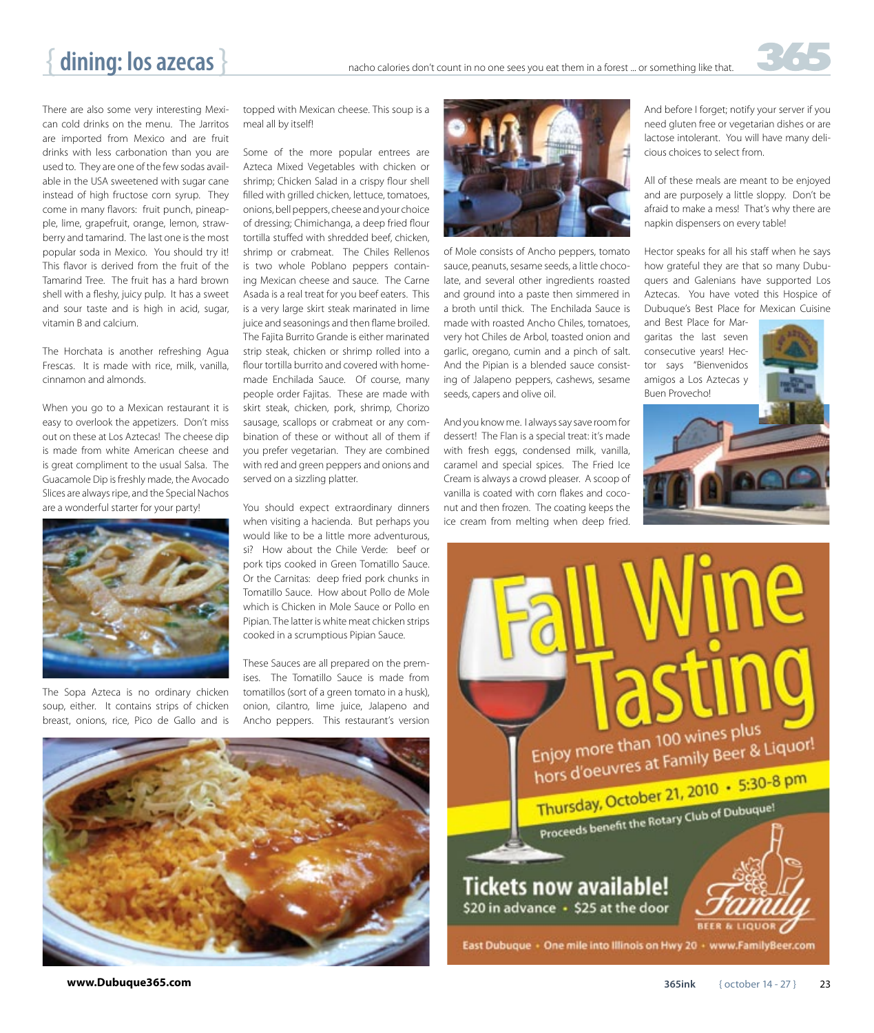There are also some very interesting Mexican cold drinks on the menu. The Jarritos are imported from Mexico and are fruit drinks with less carbonation than you are used to. They are one of the few sodas available in the USA sweetened with sugar cane instead of high fructose corn syrup. They come in many flavors: fruit punch, pineapple, lime, grapefruit, orange, lemon, strawberry and tamarind. The last one is the most popular soda in Mexico. You should try it! This flavor is derived from the fruit of the Tamarind Tree. The fruit has a hard brown shell with a fleshy, juicy pulp. It has a sweet and sour taste and is high in acid, sugar, vitamin B and calcium.

The Horchata is another refreshing Agua Frescas. It is made with rice, milk, vanilla, cinnamon and almonds.

When you go to a Mexican restaurant it is easy to overlook the appetizers. Don't miss out on these at Los Aztecas! The cheese dip is made from white American cheese and is great compliment to the usual Salsa. The Guacamole Dip is freshly made, the Avocado Slices are always ripe, and the Special Nachos are a wonderful starter for your party!

The Sopa Azteca is no ordinary chicken soup, either. It contains strips of chicken breast, onions, rice, Pico de Gallo and is topped with Mexican cheese. This soup is a meal all by itself!

Some of the more popular entrees are Azteca Mixed Vegetables with chicken or shrimp; Chicken Salad in a crispy flour shell filled with grilled chicken, lettuce, tomatoes, onions, bell peppers, cheese and your choice of dressing; Chimichanga, a deep fried flour tortilla stuffed with shredded beef, chicken, shrimp or crabmeat. The Chiles Rellenos is two whole Poblano peppers containing Mexican cheese and sauce. The Carne Asada is a real treat for you beef eaters. This is a very large skirt steak marinated in lime juice and seasonings and then flame broiled. The Fajita Burrito Grande is either marinated strip steak, chicken or shrimp rolled into a flour tortilla burrito and covered with homemade Enchilada Sauce. Of course, many people order Fajitas. These are made with skirt steak, chicken, pork, shrimp, Chorizo sausage, scallops or crabmeat or any combination of these or without all of them if you prefer vegetarian. They are combined with red and green peppers and onions and served on a sizzling platter.

You should expect extraordinary dinners when visiting a hacienda. But perhaps you would like to be a little more adventurous, si? How about the Chile Verde: beef or pork tips cooked in Green Tomatillo Sauce. Or the Carnitas: deep fried pork chunks in Tomatillo Sauce. How about Pollo de Mole which is Chicken in Mole Sauce or Pollo en Pipian. The latter is white meat chicken strips cooked in a scrumptious Pipian Sauce.

These Sauces are all prepared on the premises. The Tomatillo Sauce is made from tomatillos (sort of a green tomato in a husk), onion, cilantro, lime juice, Jalapeno and Ancho peppers. This restaurant's version of Mole consists of Ancho peppers, tomato sauce, peanuts, sesame seeds, a little chocolate, and several other ingredients roasted and ground into a paste then simmered in a broth until thick. The Enchilada Sauce is made with roasted Ancho Chiles, tomatoes, very hot Chiles de Arbol, toasted onion and garlic, oregano, cumin and a pinch of salt. And the Pipian is a blended sauce consisting of Jalapeno peppers, cashews, sesame seeds, capers and olive oil.

And you know me. I always say save room for dessert! The Flan is a special treat: it's made with fresh eggs, condensed milk, vanilla, caramel and special spices. The Fried Ice Cream is always a crowd pleaser. A scoop of vanilla is coated with corn flakes and coconut and then frozen. The coating keeps the ice cream from melting when deep fried.

And before I forget; notify your server if you need gluten free or vegetarian dishes or are lactose intolerant. You will have many delicious choices to select from.

All of these meals are meant to be enjoyed and are purposely a little sloppy. Don't be afraid to make a mess! That's why there are napkin dispensers on every table!

Hector speaks for all his staff when he says how grateful they are that so many Dubuquers and Galenians have supported Los Aztecas. You have voted this Hospice of Dubuque's Best Place for Mexican Cuisine and Best Place for Margaritas the last seven consecutive years! Hector says "Bienvenidos amigos a Los Aztecas y Buen Provecho!